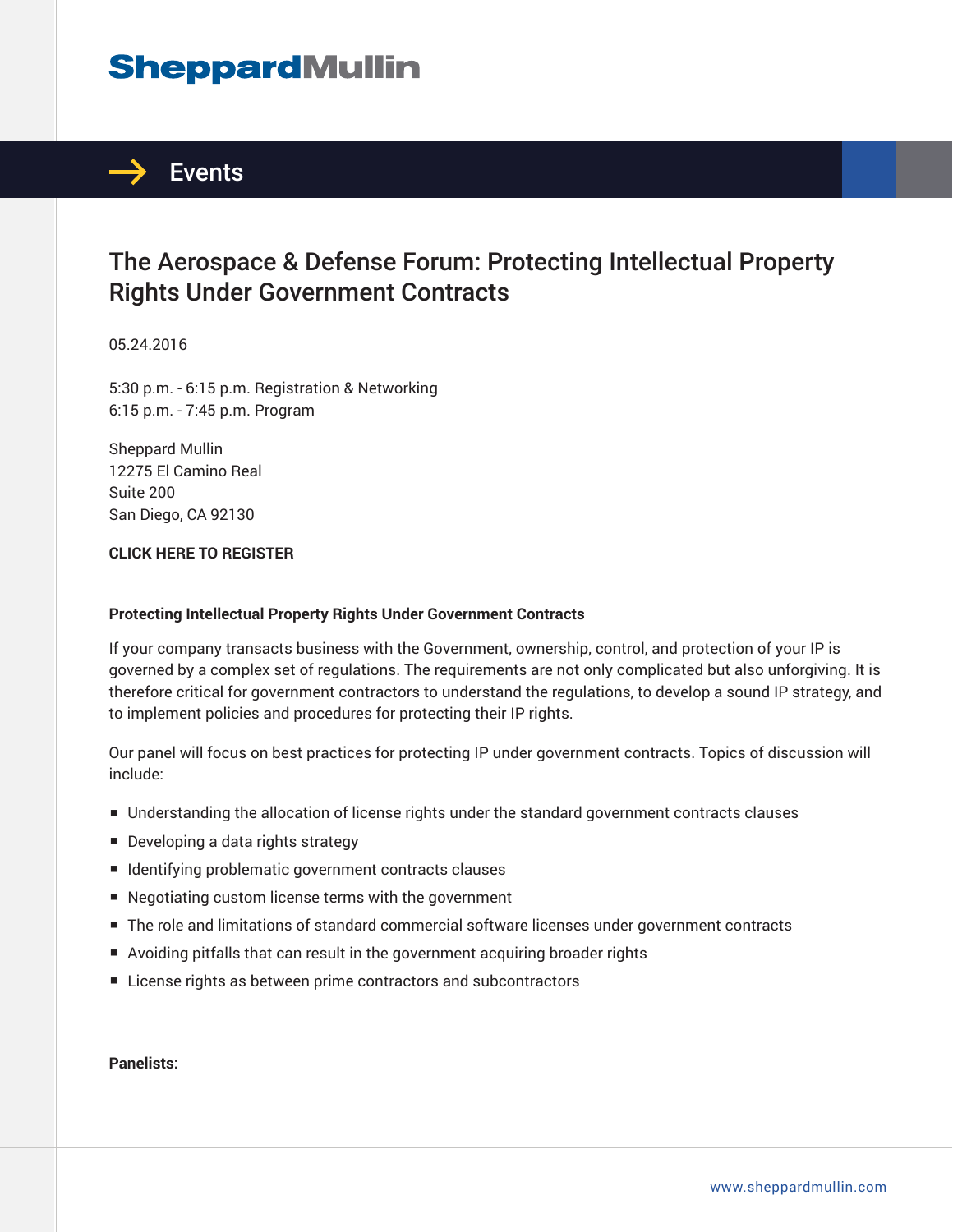# SheppardMullin

## Events

# The Aerospace & Defense Forum: Protecting Intellectual Property Rights Under Government Contracts

05.24.2016

5:30 p.m. - 6:15 p.m. Registration & Networking
6:15 p.m. - 7:45 p.m. Program

Sheppard Mullin
12275 El Camino Real
Suite 200
San Diego, CA 92130

**CLICK HERE TO REGISTER**

**Protecting Intellectual Property Rights Under Government Contracts**

If your company transacts business with the Government, ownership, control, and protection of your IP is governed by a complex set of regulations. The requirements are not only complicated but also unforgiving. It is therefore critical for government contractors to understand the regulations, to develop a sound IP strategy, and to implement policies and procedures for protecting their IP rights.

Our panel will focus on best practices for protecting IP under government contracts. Topics of discussion will include:

- Understanding the allocation of license rights under the standard government contracts clauses
- Developing a data rights strategy
- Identifying problematic government contracts clauses
- Negotiating custom license terms with the government
- The role and limitations of standard commercial software licenses under government contracts
- Avoiding pitfalls that can result in the government acquiring broader rights
- License rights as between prime contractors and subcontractors

**Panelists:**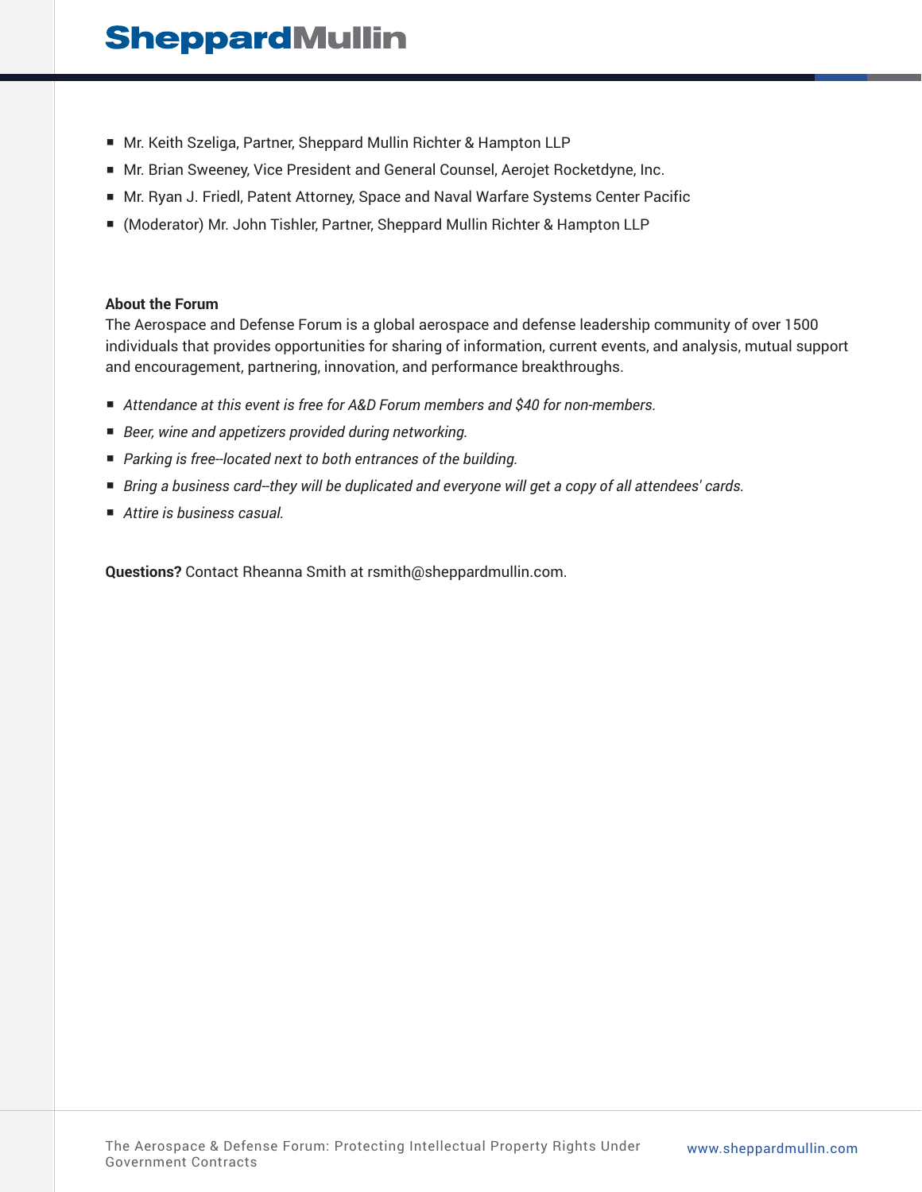- Mr. Keith Szeliga, Partner, Sheppard Mullin Richter & Hampton LLP
- Mr. Brian Sweeney, Vice President and General Counsel, Aerojet Rocketdyne, Inc.
- Mr. Ryan J. Friedl, Patent Attorney, Space and Naval Warfare Systems Center Pacific
- (Moderator) Mr. John Tishler, Partner, Sheppard Mullin Richter & Hampton LLP

**About the Forum**

The Aerospace and Defense Forum is a global aerospace and defense leadership community of over 1500 individuals that provides opportunities for sharing of information, current events, and analysis, mutual support and encouragement, partnering, innovation, and performance breakthroughs.

- *Attendance at this event is free for A&D Forum members and $40 for non-members.*
- *Beer, wine and appetizers provided during networking.*
- *Parking is free--located next to both entrances of the building.*
- *Bring a business card--they will be duplicated and everyone will get a copy of all attendees' cards.*
- *Attire is business casual.*

**Questions?** Contact Rheanna Smith at rsmith@sheppardmullin.com.